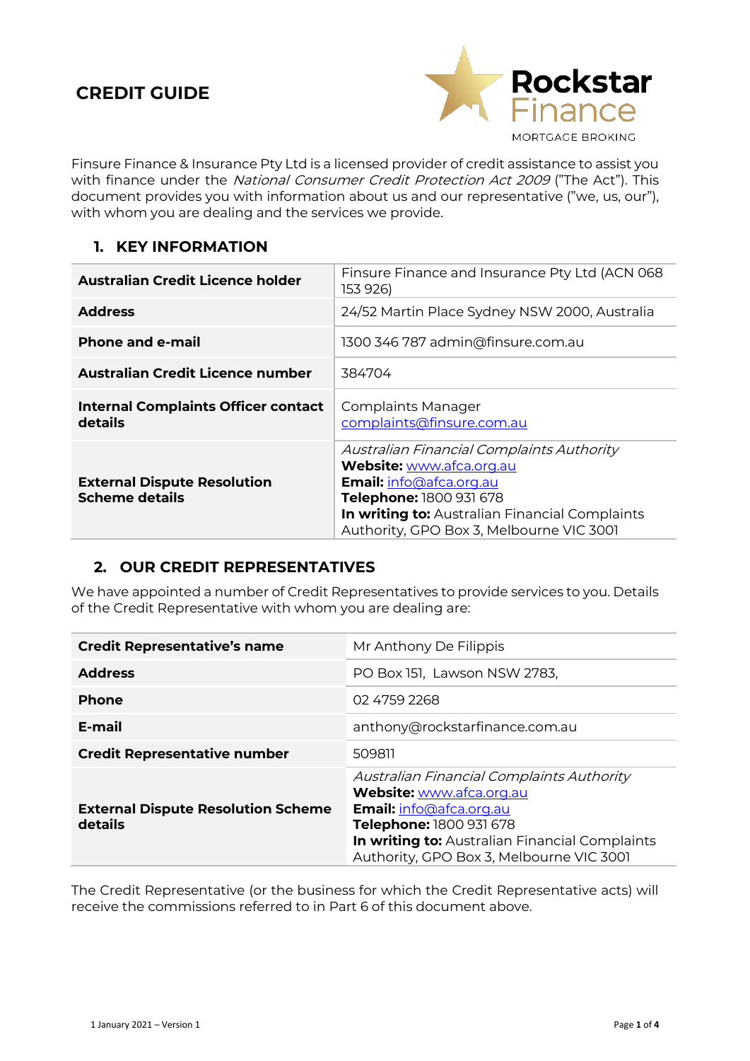# CREDIT GUIDE

Rockstar Finance
MORTGAGE BROKING

Finsure Finance & Insurance Pty Ltd is a licensed provider of credit assistance to assist you with finance under the *National Consumer Credit Protection Act 2009* ("The Act"). This document provides you with information about us and our representative ("we, us, our"), with whom you are dealing and the services we provide.

## 1. KEY INFORMATION

| | |
|---|---|
| **Australian Credit Licence holder** | Finsure Finance and Insurance Pty Ltd (ACN 068 153 926) |
| **Address** | 24/52 Martin Place Sydney NSW 2000, Australia |
| **Phone and e-mail** | 1300 346 787 admin@finsure.com.au |
| **Australian Credit Licence number** | 384704 |
| **Internal Complaints Officer contact details** | Complaints Manager<br>complaints@finsure.com.au |
| **External Dispute Resolution Scheme details** | *Australian Financial Complaints Authority*<br>**Website:** www.afca.org.au<br>**Email:** info@afca.org.au<br>**Telephone:** 1800 931 678<br>**In writing to:** Australian Financial Complaints Authority, GPO Box 3, Melbourne VIC 3001 |

## 2. OUR CREDIT REPRESENTATIVES

We have appointed a number of Credit Representatives to provide services to you. Details of the Credit Representative with whom you are dealing are:

| | |
|---|---|
| **Credit Representative's name** | Mr Anthony De Filippis |
| **Address** | PO Box 151, Lawson NSW 2783, |
| **Phone** | 02 4759 2268 |
| **E-mail** | anthony@rockstarfinance.com.au |
| **Credit Representative number** | 509811 |
| **External Dispute Resolution Scheme details** | *Australian Financial Complaints Authority*<br>**Website:** www.afca.org.au<br>**Email:** info@afca.org.au<br>**Telephone:** 1800 931 678<br>**In writing to:** Australian Financial Complaints Authority, GPO Box 3, Melbourne VIC 3001 |

The Credit Representative (or the business for which the Credit Representative acts) will receive the commissions referred to in Part 6 of this document above.

1 January 2021 – Version 1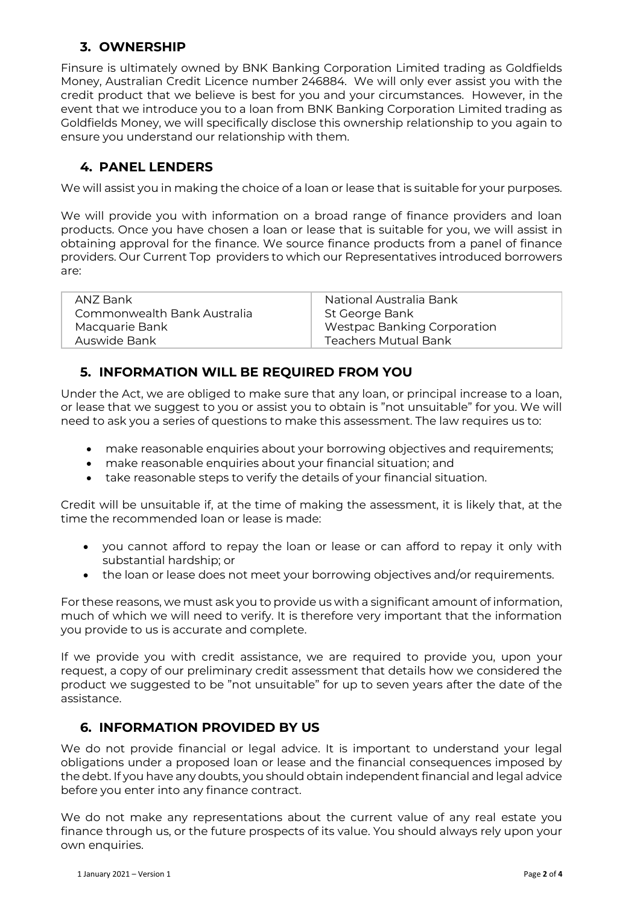## 3. OWNERSHIP

Finsure is ultimately owned by BNK Banking Corporation Limited trading as Goldfields Money, Australian Credit Licence number 246884. We will only ever assist you with the credit product that we believe is best for you and your circumstances. However, in the event that we introduce you to a loan from BNK Banking Corporation Limited trading as Goldfields Money, we will specifically disclose this ownership relationship to you again to ensure you understand our relationship with them.

## 4. PANEL LENDERS

We will assist you in making the choice of a loan or lease that is suitable for your purposes.

We will provide you with information on a broad range of finance providers and loan products. Once you have chosen a loan or lease that is suitable for you, we will assist in obtaining approval for the finance. We source finance products from a panel of finance providers. Our Current Top providers to which our Representatives introduced borrowers are:

| | |
|---|---|
| ANZ Bank | National Australia Bank |
| Commonwealth Bank Australia | St George Bank |
| Macquarie Bank | Westpac Banking Corporation |
| Auswide Bank | Teachers Mutual Bank |

## 5. INFORMATION WILL BE REQUIRED FROM YOU

Under the Act, we are obliged to make sure that any loan, or principal increase to a loan, or lease that we suggest to you or assist you to obtain is "not unsuitable" for you. We will need to ask you a series of questions to make this assessment. The law requires us to:

- make reasonable enquiries about your borrowing objectives and requirements;
- make reasonable enquiries about your financial situation; and
- take reasonable steps to verify the details of your financial situation.

Credit will be unsuitable if, at the time of making the assessment, it is likely that, at the time the recommended loan or lease is made:

- you cannot afford to repay the loan or lease or can afford to repay it only with substantial hardship; or
- the loan or lease does not meet your borrowing objectives and/or requirements.

For these reasons, we must ask you to provide us with a significant amount of information, much of which we will need to verify. It is therefore very important that the information you provide to us is accurate and complete.

If we provide you with credit assistance, we are required to provide you, upon your request, a copy of our preliminary credit assessment that details how we considered the product we suggested to be "not unsuitable" for up to seven years after the date of the assistance.

## 6. INFORMATION PROVIDED BY US

We do not provide financial or legal advice. It is important to understand your legal obligations under a proposed loan or lease and the financial consequences imposed by the debt. If you have any doubts, you should obtain independent financial and legal advice before you enter into any finance contract.

We do not make any representations about the current value of any real estate you finance through us, or the future prospects of its value. You should always rely upon your own enquiries.

1 January 2021 – Version 1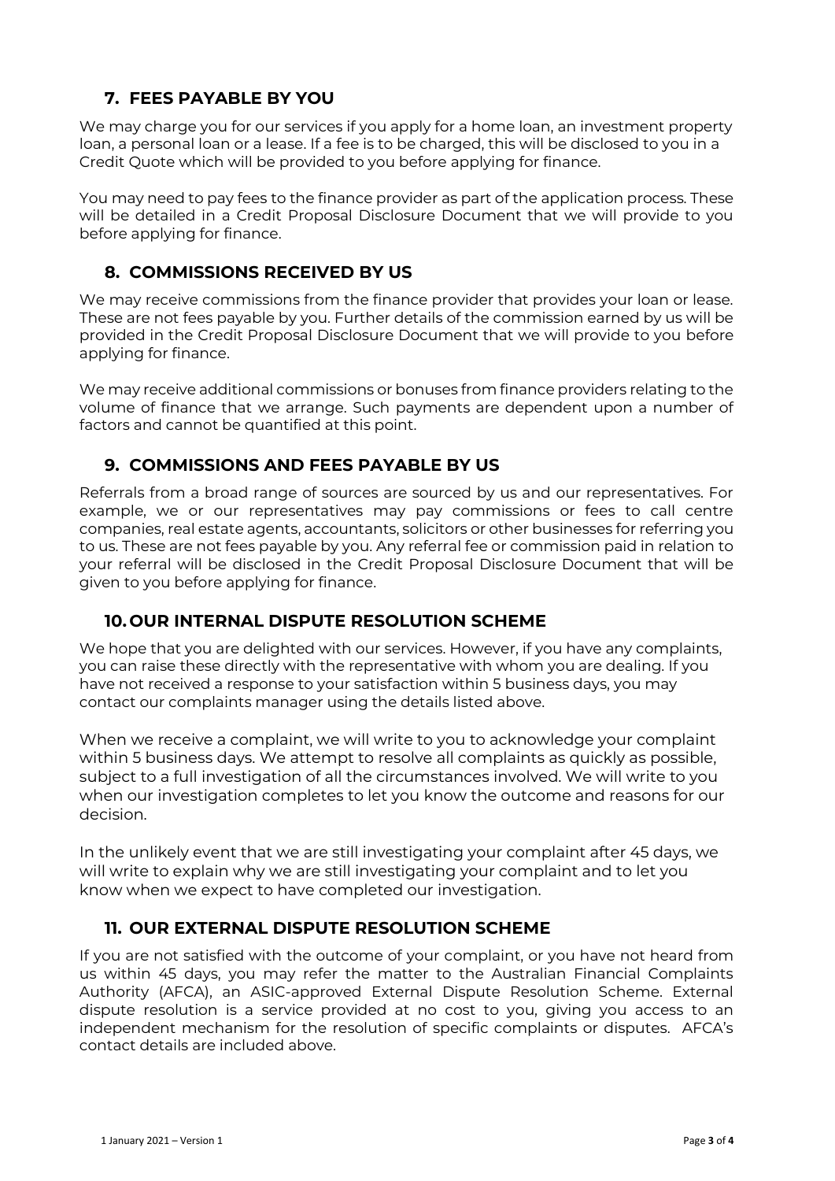## 7. FEES PAYABLE BY YOU

We may charge you for our services if you apply for a home loan, an investment property loan, a personal loan or a lease. If a fee is to be charged, this will be disclosed to you in a Credit Quote which will be provided to you before applying for finance.

You may need to pay fees to the finance provider as part of the application process. These will be detailed in a Credit Proposal Disclosure Document that we will provide to you before applying for finance.

## 8. COMMISSIONS RECEIVED BY US

We may receive commissions from the finance provider that provides your loan or lease. These are not fees payable by you. Further details of the commission earned by us will be provided in the Credit Proposal Disclosure Document that we will provide to you before applying for finance.

We may receive additional commissions or bonuses from finance providers relating to the volume of finance that we arrange. Such payments are dependent upon a number of factors and cannot be quantified at this point.

## 9. COMMISSIONS AND FEES PAYABLE BY US

Referrals from a broad range of sources are sourced by us and our representatives. For example, we or our representatives may pay commissions or fees to call centre companies, real estate agents, accountants, solicitors or other businesses for referring you to us. These are not fees payable by you. Any referral fee or commission paid in relation to your referral will be disclosed in the Credit Proposal Disclosure Document that will be given to you before applying for finance.

## 10. OUR INTERNAL DISPUTE RESOLUTION SCHEME

We hope that you are delighted with our services. However, if you have any complaints, you can raise these directly with the representative with whom you are dealing. If you have not received a response to your satisfaction within 5 business days, you may contact our complaints manager using the details listed above.

When we receive a complaint, we will write to you to acknowledge your complaint within 5 business days. We attempt to resolve all complaints as quickly as possible, subject to a full investigation of all the circumstances involved. We will write to you when our investigation completes to let you know the outcome and reasons for our decision.

In the unlikely event that we are still investigating your complaint after 45 days, we will write to explain why we are still investigating your complaint and to let you know when we expect to have completed our investigation.

## 11. OUR EXTERNAL DISPUTE RESOLUTION SCHEME

If you are not satisfied with the outcome of your complaint, or you have not heard from us within 45 days, you may refer the matter to the Australian Financial Complaints Authority (AFCA), an ASIC-approved External Dispute Resolution Scheme. External dispute resolution is a service provided at no cost to you, giving you access to an independent mechanism for the resolution of specific complaints or disputes. AFCA's contact details are included above.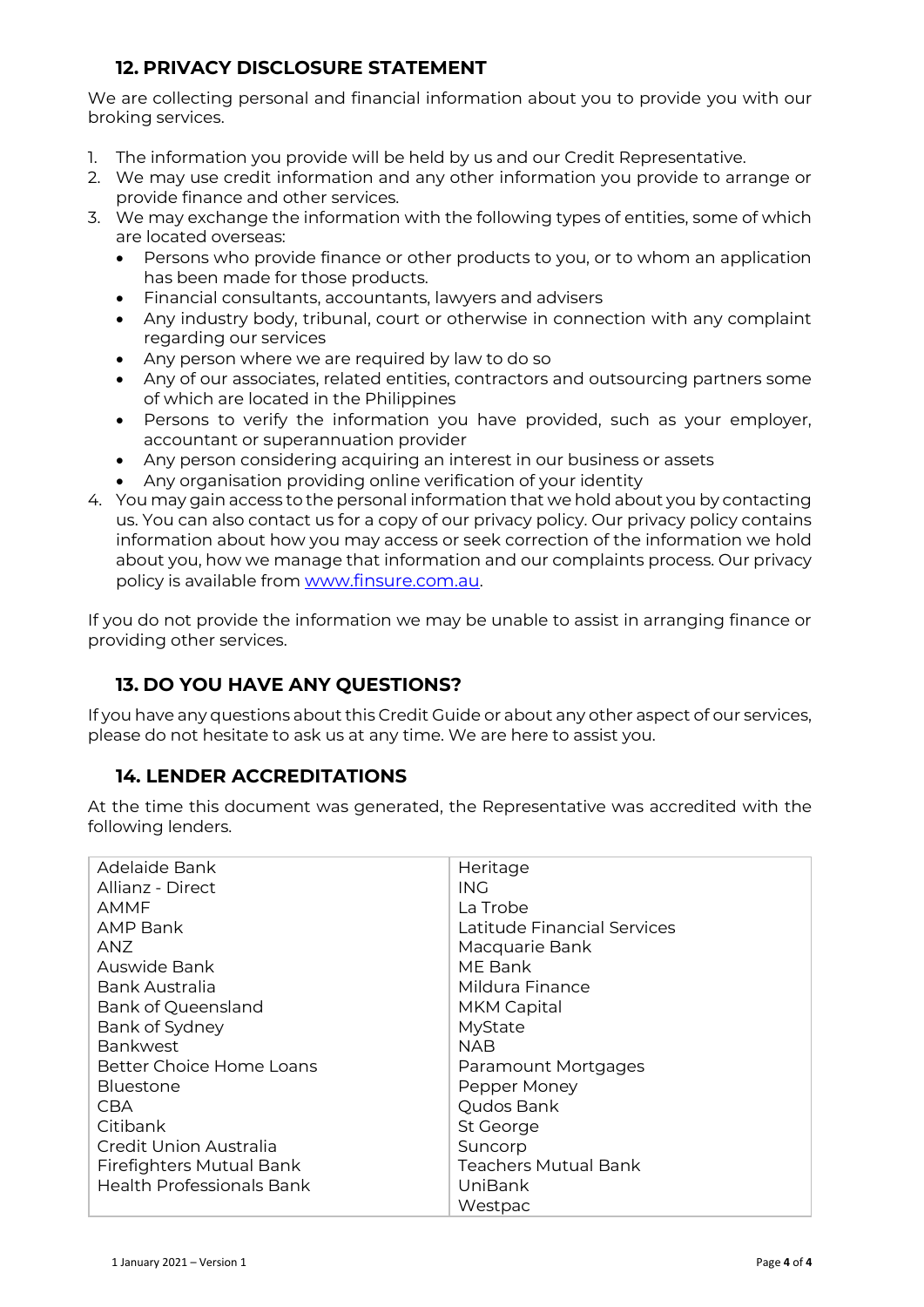## 12. PRIVACY DISCLOSURE STATEMENT

We are collecting personal and financial information about you to provide you with our broking services.

1. The information you provide will be held by us and our Credit Representative.
2. We may use credit information and any other information you provide to arrange or provide finance and other services.
3. We may exchange the information with the following types of entities, some of which are located overseas:
   - Persons who provide finance or other products to you, or to whom an application has been made for those products.
   - Financial consultants, accountants, lawyers and advisers
   - Any industry body, tribunal, court or otherwise in connection with any complaint regarding our services
   - Any person where we are required by law to do so
   - Any of our associates, related entities, contractors and outsourcing partners some of which are located in the Philippines
   - Persons to verify the information you have provided, such as your employer, accountant or superannuation provider
   - Any person considering acquiring an interest in our business or assets
   - Any organisation providing online verification of your identity
4. You may gain access to the personal information that we hold about you by contacting us. You can also contact us for a copy of our privacy policy. Our privacy policy contains information about how you may access or seek correction of the information we hold about you, how we manage that information and our complaints process. Our privacy policy is available from [www.finsure.com.au](http://www.finsure.com.au).

If you do not provide the information we may be unable to assist in arranging finance or providing other services.

## 13. DO YOU HAVE ANY QUESTIONS?

If you have any questions about this Credit Guide or about any other aspect of our services, please do not hesitate to ask us at any time. We are here to assist you.

## 14. LENDER ACCREDITATIONS

At the time this document was generated, the Representative was accredited with the following lenders.

| | |
|---|---|
| Adelaide Bank | Heritage |
| Allianz - Direct | ING |
| AMMF | La Trobe |
| AMP Bank | Latitude Financial Services |
| ANZ | Macquarie Bank |
| Auswide Bank | ME Bank |
| Bank Australia | Mildura Finance |
| Bank of Queensland | MKM Capital |
| Bank of Sydney | MyState |
| Bankwest | NAB |
| Better Choice Home Loans | Paramount Mortgages |
| Bluestone | Pepper Money |
| CBA | Qudos Bank |
| Citibank | St George |
| Credit Union Australia | Suncorp |
| Firefighters Mutual Bank | Teachers Mutual Bank |
| Health Professionals Bank | UniBank |
| | Westpac |

1 January 2021 – Version 1